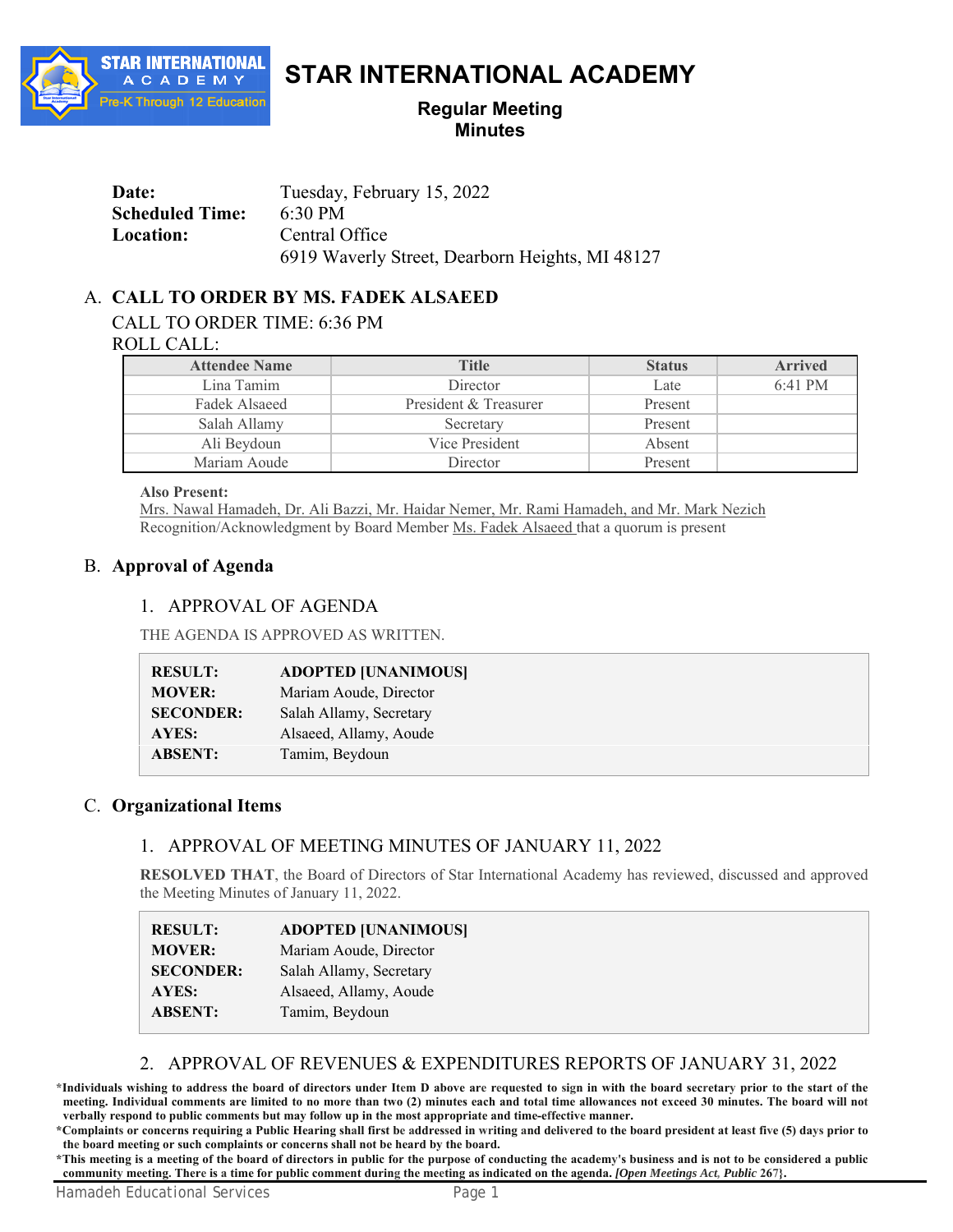# STAR INTERNATIONAL ACADEMY

**Regular Meeting**
**Minutes**

| | |
|---|---|
| **Date:** | Tuesday, February 15, 2022 |
| **Scheduled Time:** | 6:30 PM |
| **Location:** | Central Office<br>6919 Waverly Street, Dearborn Heights, MI 48127 |

## A. CALL TO ORDER BY MS. FADEK ALSAEED

CALL TO ORDER TIME: 6:36 PM

ROLL CALL:

| Attendee Name | Title | Status | Arrived |
|---|---|---|---|
| Lina Tamim | Director | Late | 6:41 PM |
| Fadek Alsaeed | President & Treasurer | Present | |
| Salah Allamy | Secretary | Present | |
| Ali Beydoun | Vice President | Absent | |
| Mariam Aoude | Director | Present | |

**Also Present:**
Mrs. Nawal Hamadeh, Dr. Ali Bazzi, Mr. Haidar Nemer, Mr. Rami Hamadeh, and Mr. Mark Nezich
Recognition/Acknowledgment by Board Member Ms. Fadek Alsaeed that a quorum is present

## B. Approval of Agenda

### 1. APPROVAL OF AGENDA

THE AGENDA IS APPROVED AS WRITTEN.

| | |
|---|---|
| **RESULT:** | **ADOPTED [UNANIMOUS]** |
| **MOVER:** | Mariam Aoude, Director |
| **SECONDER:** | Salah Allamy, Secretary |
| **AYES:** | Alsaeed, Allamy, Aoude |
| **ABSENT:** | Tamim, Beydoun |

## C. Organizational Items

### 1. APPROVAL OF MEETING MINUTES OF JANUARY 11, 2022

**RESOLVED THAT**, the Board of Directors of Star International Academy has reviewed, discussed and approved the Meeting Minutes of January 11, 2022.

| | |
|---|---|
| **RESULT:** | **ADOPTED [UNANIMOUS]** |
| **MOVER:** | Mariam Aoude, Director |
| **SECONDER:** | Salah Allamy, Secretary |
| **AYES:** | Alsaeed, Allamy, Aoude |
| **ABSENT:** | Tamim, Beydoun |

### 2. APPROVAL OF REVENUES & EXPENDITURES REPORTS OF JANUARY 31, 2022

**\*Individuals wishing to address the board of directors under Item D above are requested to sign in with the board secretary prior to the start of the meeting. Individual comments are limited to no more than two (2) minutes each and total time allowances not exceed 30 minutes. The board will not verbally respond to public comments but may follow up in the most appropriate and time-effective manner.**

**\*Complaints or concerns requiring a Public Hearing shall first be addressed in writing and delivered to the board president at least five (5) days prior to the board meeting or such complaints or concerns shall not be heard by the board.**

**\*This meeting is a meeting of the board of directors in public for the purpose of conducting the academy's business and is not to be considered a public community meeting. There is a time for public comment during the meeting as indicated on the agenda. *[Open Meetings Act, Public* 267}.**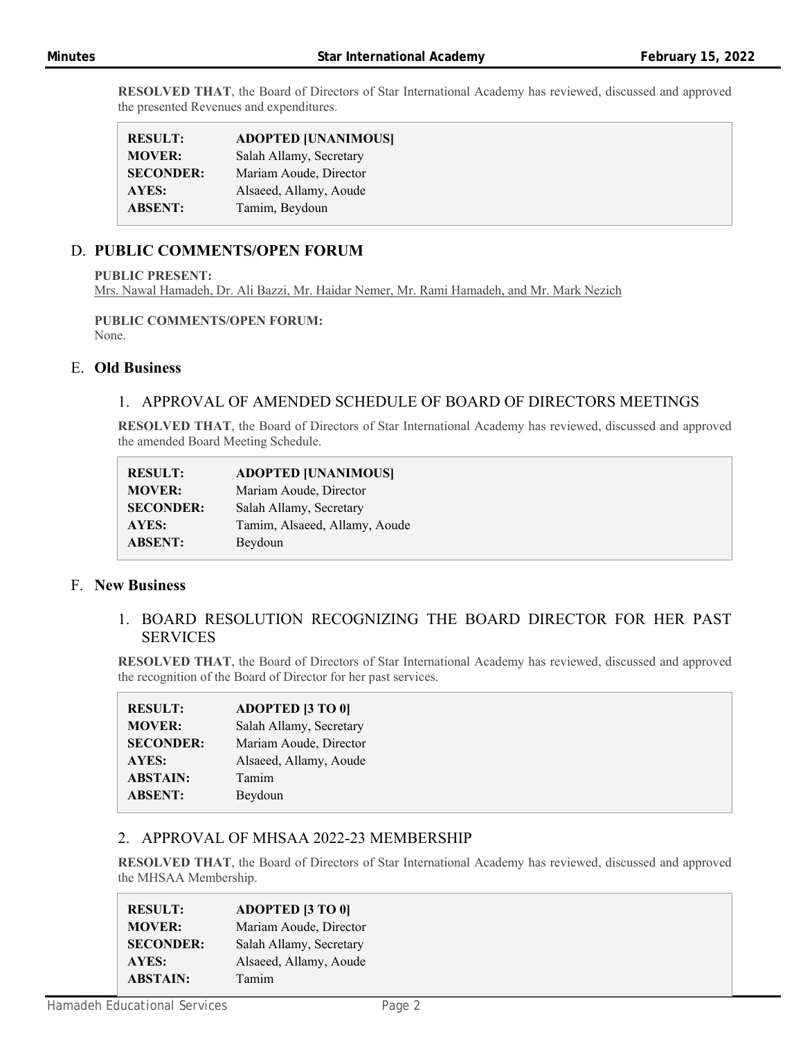**RESOLVED THAT**, the Board of Directors of Star International Academy has reviewed, discussed and approved the presented Revenues and expenditures.

| | |
|---|---|
| **RESULT:** | **ADOPTED [UNANIMOUS]** |
| **MOVER:** | Salah Allamy, Secretary |
| **SECONDER:** | Mariam Aoude, Director |
| **AYES:** | Alsaeed, Allamy, Aoude |
| **ABSENT:** | Tamim, Beydoun |

## D. PUBLIC COMMENTS/OPEN FORUM

**PUBLIC PRESENT:**
Mrs. Nawal Hamadeh, Dr. Ali Bazzi, Mr. Haidar Nemer, Mr. Rami Hamadeh, and Mr. Mark Nezich

**PUBLIC COMMENTS/OPEN FORUM:**
None.

## E. Old Business

### 1. APPROVAL OF AMENDED SCHEDULE OF BOARD OF DIRECTORS MEETINGS

**RESOLVED THAT**, the Board of Directors of Star International Academy has reviewed, discussed and approved the amended Board Meeting Schedule.

| | |
|---|---|
| **RESULT:** | **ADOPTED [UNANIMOUS]** |
| **MOVER:** | Mariam Aoude, Director |
| **SECONDER:** | Salah Allamy, Secretary |
| **AYES:** | Tamim, Alsaeed, Allamy, Aoude |
| **ABSENT:** | Beydoun |

## F. New Business

### 1. BOARD RESOLUTION RECOGNIZING THE BOARD DIRECTOR FOR HER PAST SERVICES

**RESOLVED THAT**, the Board of Directors of Star International Academy has reviewed, discussed and approved the recognition of the Board of Director for her past services.

| | |
|---|---|
| **RESULT:** | **ADOPTED [3 TO 0]** |
| **MOVER:** | Salah Allamy, Secretary |
| **SECONDER:** | Mariam Aoude, Director |
| **AYES:** | Alsaeed, Allamy, Aoude |
| **ABSTAIN:** | Tamim |
| **ABSENT:** | Beydoun |

### 2. APPROVAL OF MHSAA 2022-23 MEMBERSHIP

**RESOLVED THAT**, the Board of Directors of Star International Academy has reviewed, discussed and approved the MHSAA Membership.

| | |
|---|---|
| **RESULT:** | **ADOPTED [3 TO 0]** |
| **MOVER:** | Mariam Aoude, Director |
| **SECONDER:** | Salah Allamy, Secretary |
| **AYES:** | Alsaeed, Allamy, Aoude |
| **ABSTAIN:** | Tamim |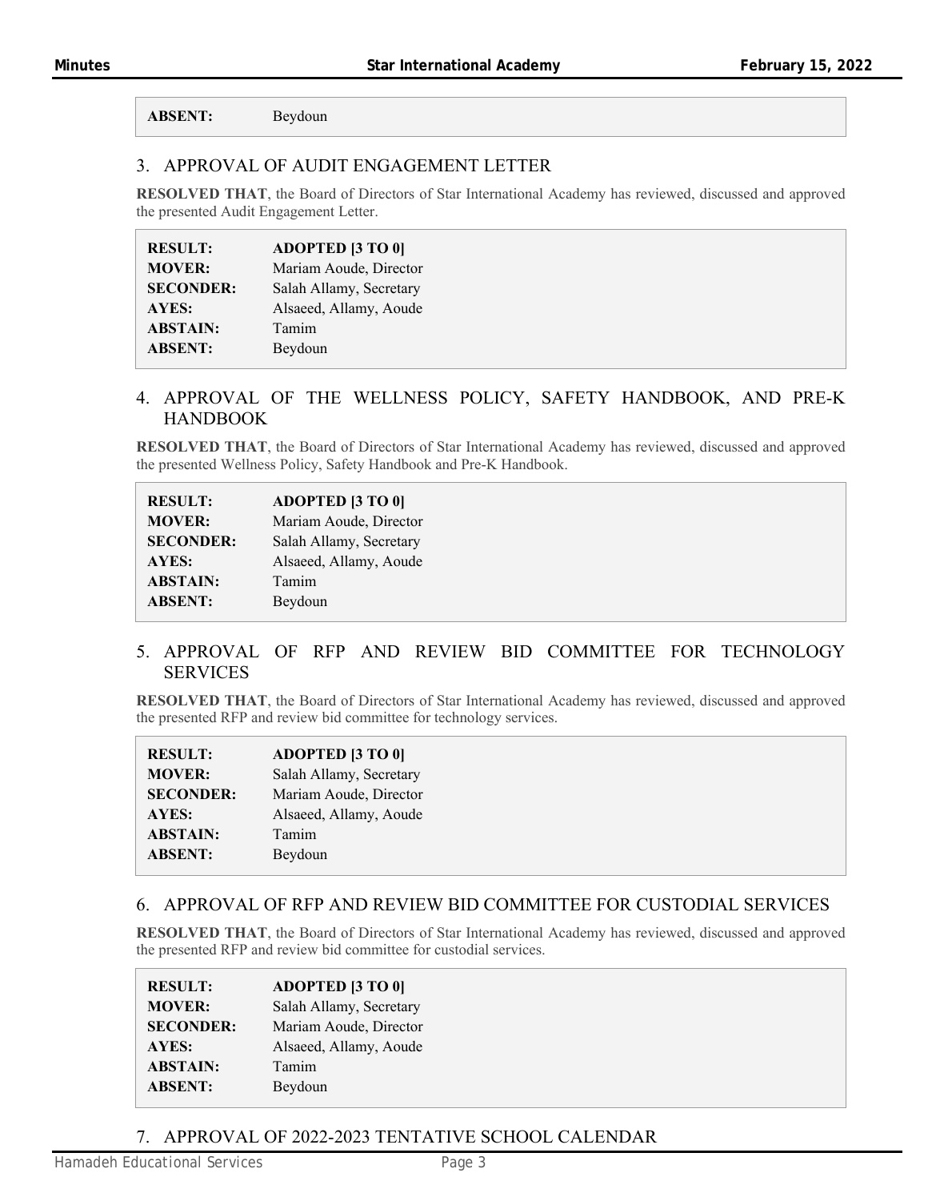| | |
|---|---|
| **ABSENT:** | Beydoun |

## 3. APPROVAL OF AUDIT ENGAGEMENT LETTER

**RESOLVED THAT**, the Board of Directors of Star International Academy has reviewed, discussed and approved the presented Audit Engagement Letter.

| | |
|---|---|
| **RESULT:** | **ADOPTED [3 TO 0]** |
| **MOVER:** | Mariam Aoude, Director |
| **SECONDER:** | Salah Allamy, Secretary |
| **AYES:** | Alsaeed, Allamy, Aoude |
| **ABSTAIN:** | Tamim |
| **ABSENT:** | Beydoun |

## 4. APPROVAL OF THE WELLNESS POLICY, SAFETY HANDBOOK, AND PRE-K HANDBOOK

**RESOLVED THAT**, the Board of Directors of Star International Academy has reviewed, discussed and approved the presented Wellness Policy, Safety Handbook and Pre-K Handbook.

| | |
|---|---|
| **RESULT:** | **ADOPTED [3 TO 0]** |
| **MOVER:** | Mariam Aoude, Director |
| **SECONDER:** | Salah Allamy, Secretary |
| **AYES:** | Alsaeed, Allamy, Aoude |
| **ABSTAIN:** | Tamim |
| **ABSENT:** | Beydoun |

## 5. APPROVAL OF RFP AND REVIEW BID COMMITTEE FOR TECHNOLOGY SERVICES

**RESOLVED THAT**, the Board of Directors of Star International Academy has reviewed, discussed and approved the presented RFP and review bid committee for technology services.

| | |
|---|---|
| **RESULT:** | **ADOPTED [3 TO 0]** |
| **MOVER:** | Salah Allamy, Secretary |
| **SECONDER:** | Mariam Aoude, Director |
| **AYES:** | Alsaeed, Allamy, Aoude |
| **ABSTAIN:** | Tamim |
| **ABSENT:** | Beydoun |

## 6. APPROVAL OF RFP AND REVIEW BID COMMITTEE FOR CUSTODIAL SERVICES

**RESOLVED THAT**, the Board of Directors of Star International Academy has reviewed, discussed and approved the presented RFP and review bid committee for custodial services.

| | |
|---|---|
| **RESULT:** | **ADOPTED [3 TO 0]** |
| **MOVER:** | Salah Allamy, Secretary |
| **SECONDER:** | Mariam Aoude, Director |
| **AYES:** | Alsaeed, Allamy, Aoude |
| **ABSTAIN:** | Tamim |
| **ABSENT:** | Beydoun |

## 7. APPROVAL OF 2022-2023 TENTATIVE SCHOOL CALENDAR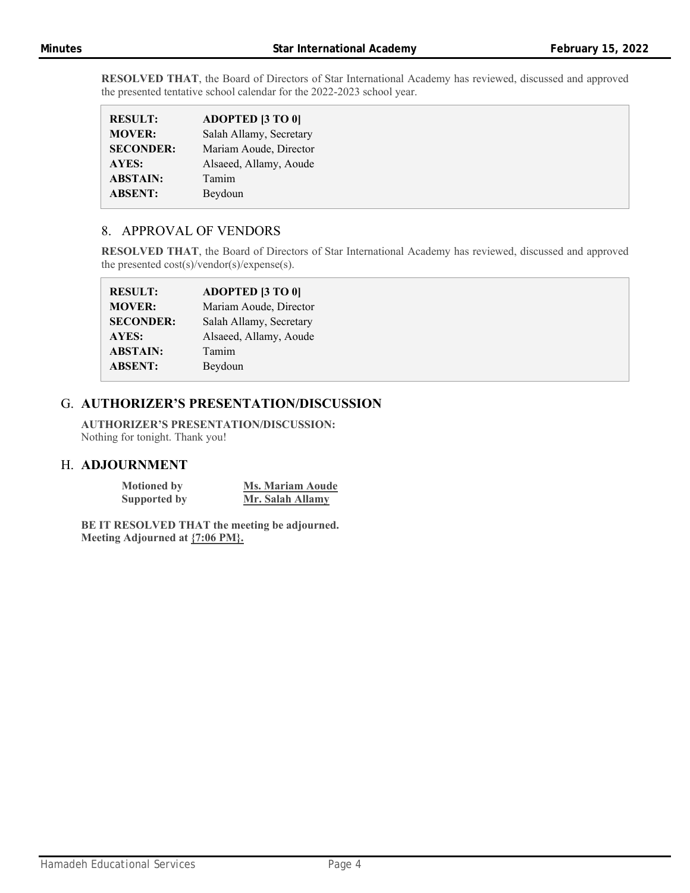**RESOLVED THAT**, the Board of Directors of Star International Academy has reviewed, discussed and approved the presented tentative school calendar for the 2022-2023 school year.

| | |
|---|---|
| **RESULT:** | **ADOPTED [3 TO 0]** |
| **MOVER:** | Salah Allamy, Secretary |
| **SECONDER:** | Mariam Aoude, Director |
| **AYES:** | Alsaeed, Allamy, Aoude |
| **ABSTAIN:** | Tamim |
| **ABSENT:** | Beydoun |

### 8. APPROVAL OF VENDORS

**RESOLVED THAT**, the Board of Directors of Star International Academy has reviewed, discussed and approved the presented cost(s)/vendor(s)/expense(s).

| | |
|---|---|
| **RESULT:** | **ADOPTED [3 TO 0]** |
| **MOVER:** | Mariam Aoude, Director |
| **SECONDER:** | Salah Allamy, Secretary |
| **AYES:** | Alsaeed, Allamy, Aoude |
| **ABSTAIN:** | Tamim |
| **ABSENT:** | Beydoun |

## G. AUTHORIZER'S PRESENTATION/DISCUSSION

**AUTHORIZER'S PRESENTATION/DISCUSSION:**
Nothing for tonight. Thank you!

## H. ADJOURNMENT

| | |
|---|---|
| **Motioned by** | **Ms. Mariam Aoude** |
| **Supported by** | **Mr. Salah Allamy** |

**BE IT RESOLVED THAT the meeting be adjourned.**
**Meeting Adjourned at {7:06 PM}.**